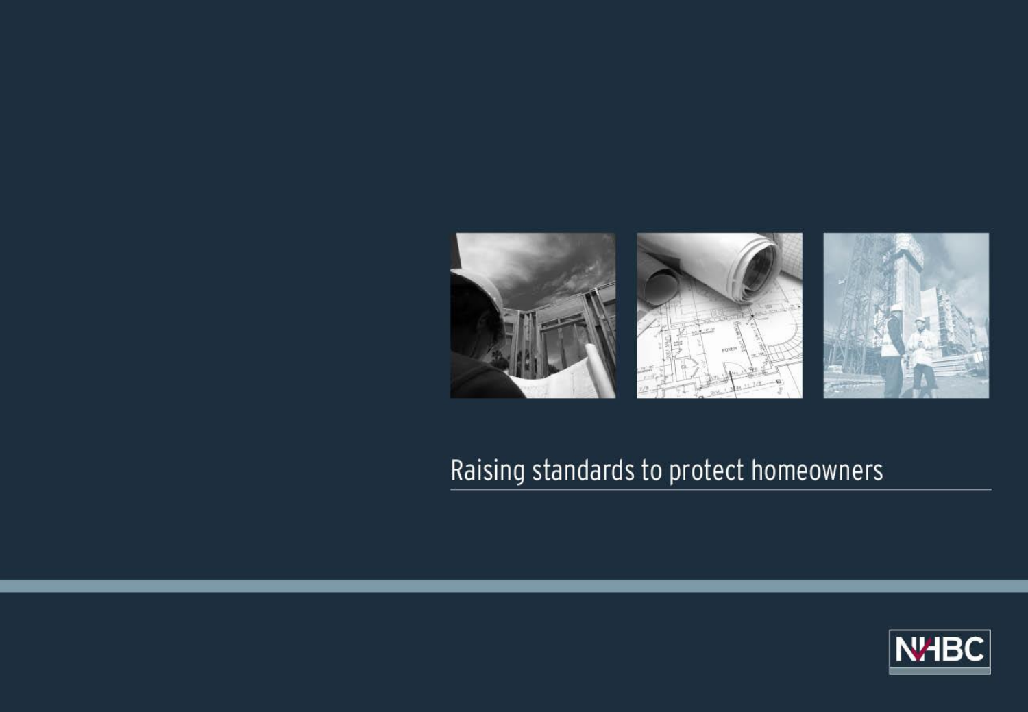# Raising standards to protect homeowners

NHBC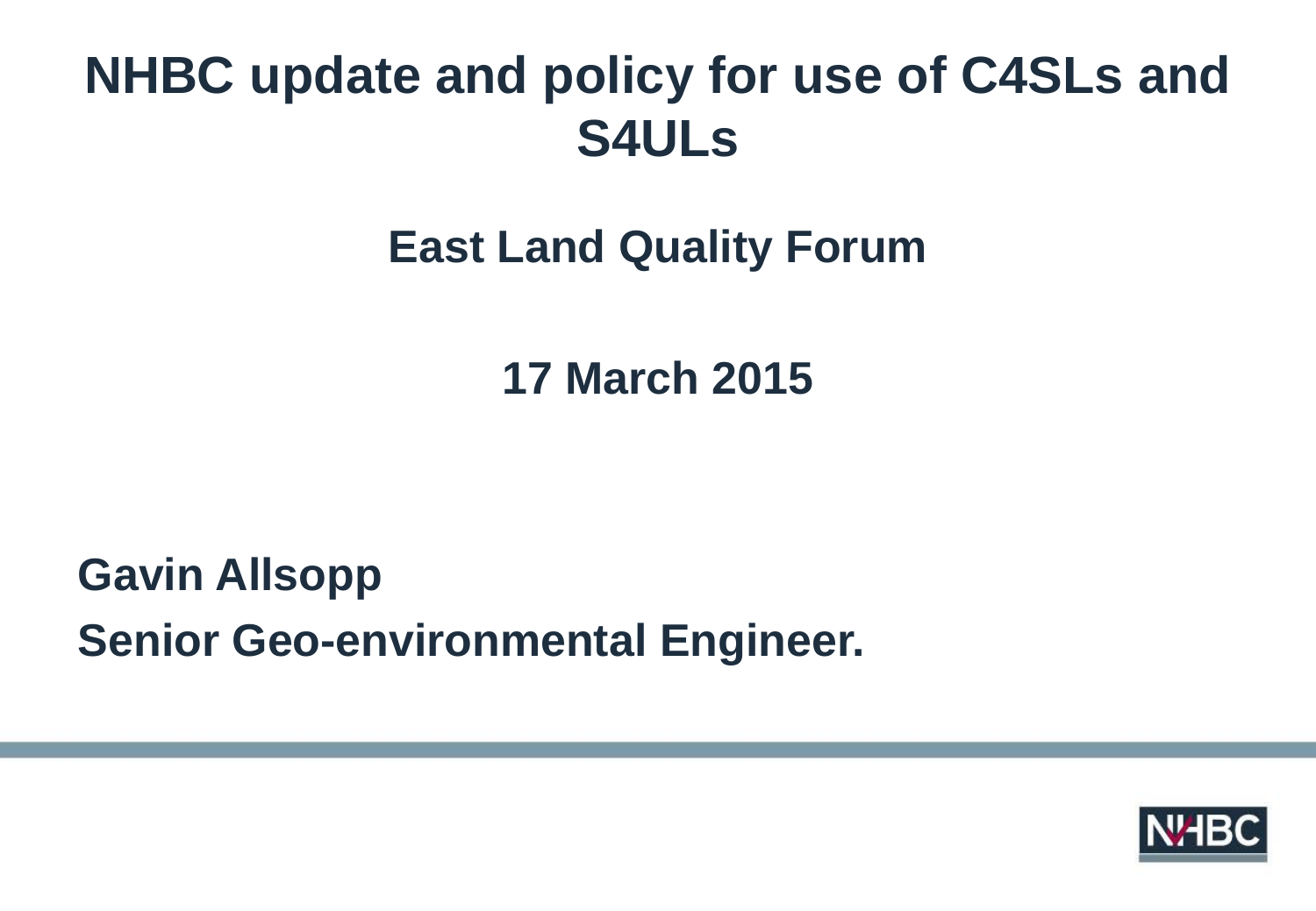# NHBC update and policy for use of C4SLs and S4ULs

## East Land Quality Forum

## 17 March 2015

**Gavin Allsopp**

**Senior Geo-environmental Engineer.**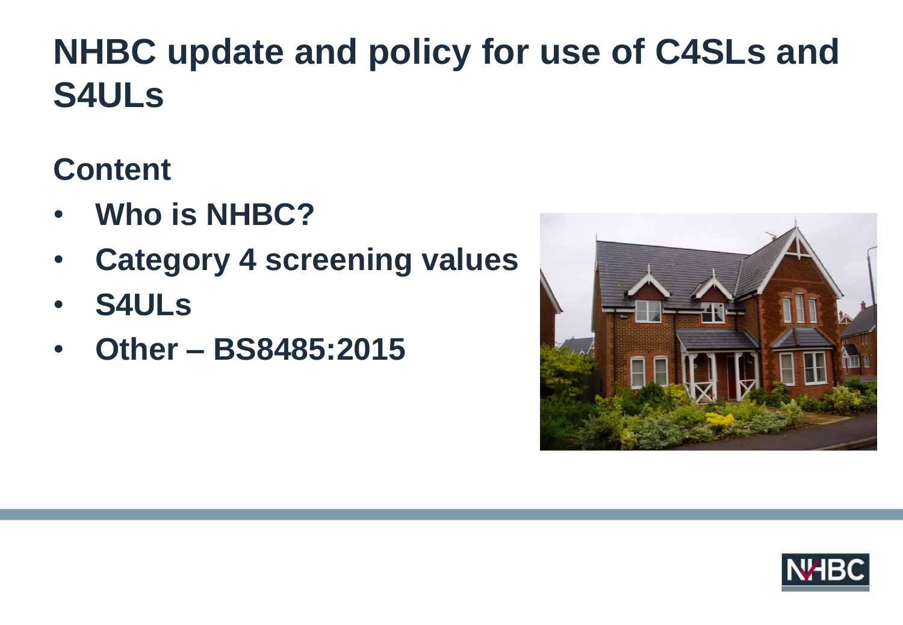# NHBC update and policy for use of C4SLs and S4ULs

## Content

- **Who is NHBC?**
- **Category 4 screening values**
- **S4ULs**
- **Other – BS8485:2015**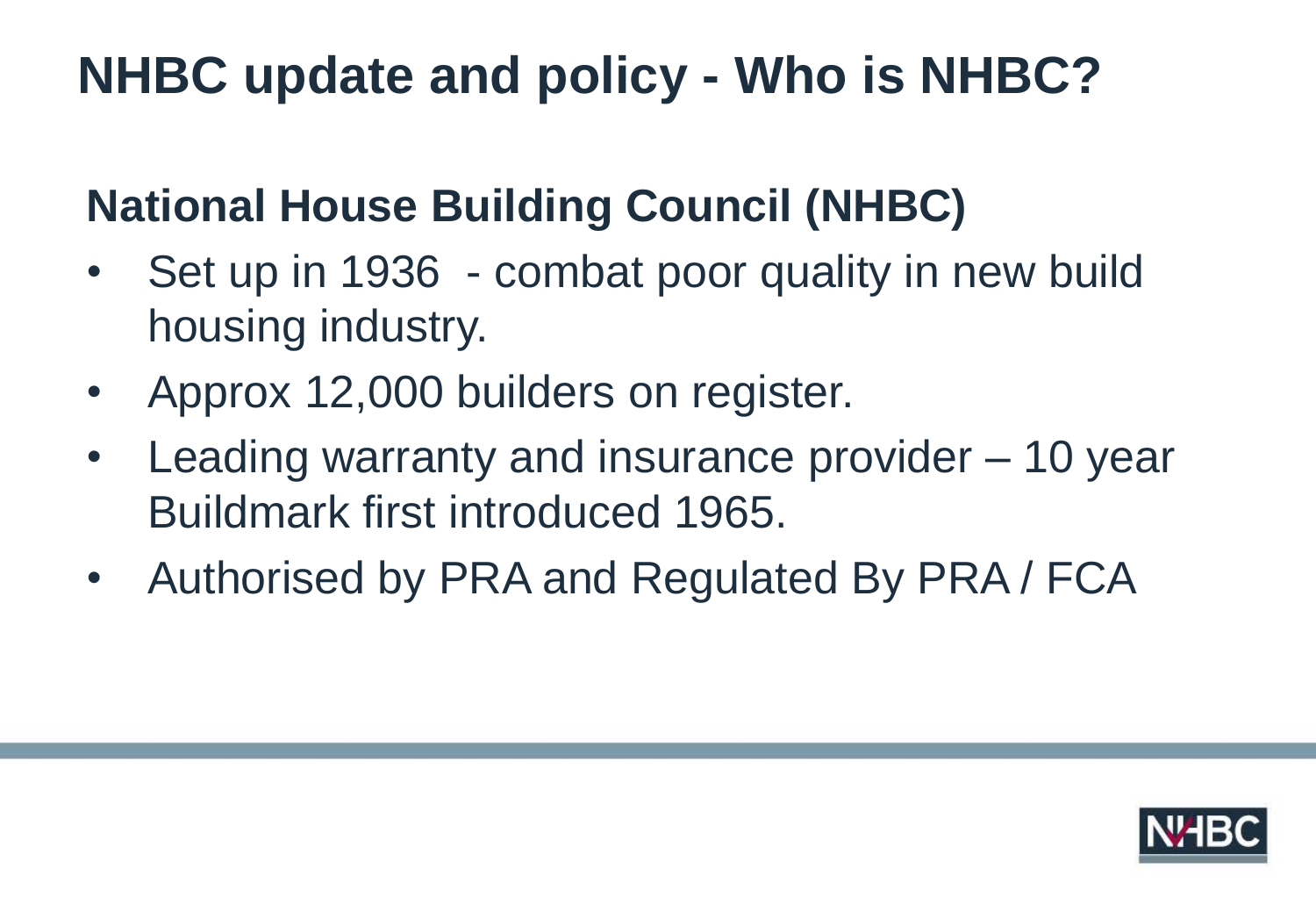# NHBC update and policy - Who is NHBC?

## National House Building Council (NHBC)

- Set up in 1936 - combat poor quality in new build housing industry.
- Approx 12,000 builders on register.
- Leading warranty and insurance provider – 10 year Buildmark first introduced 1965.
- Authorised by PRA and Regulated By PRA / FCA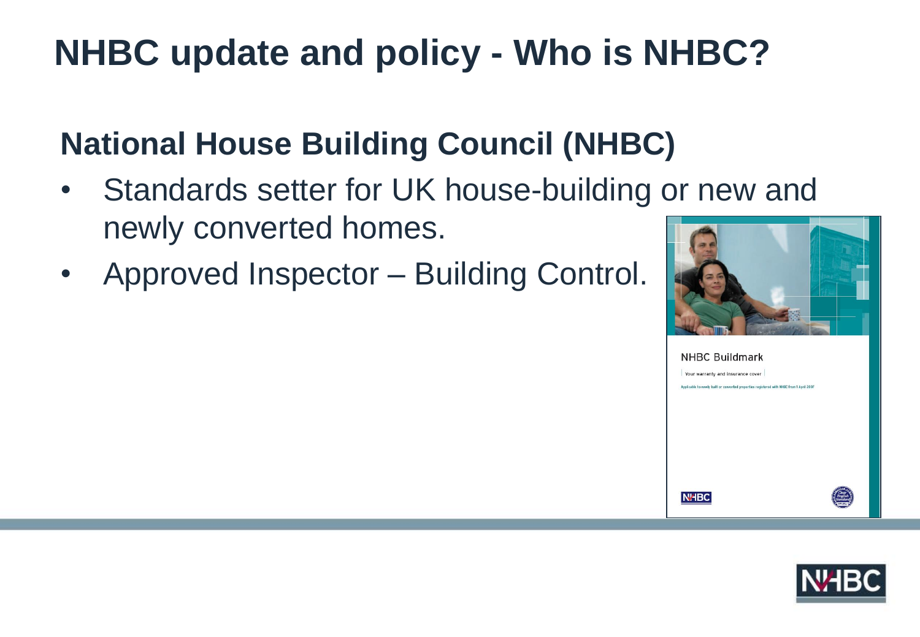# NHBC update and policy - Who is NHBC?

## National House Building Council (NHBC)

- Standards setter for UK house-building or new and newly converted homes.
- Approved Inspector – Building Control.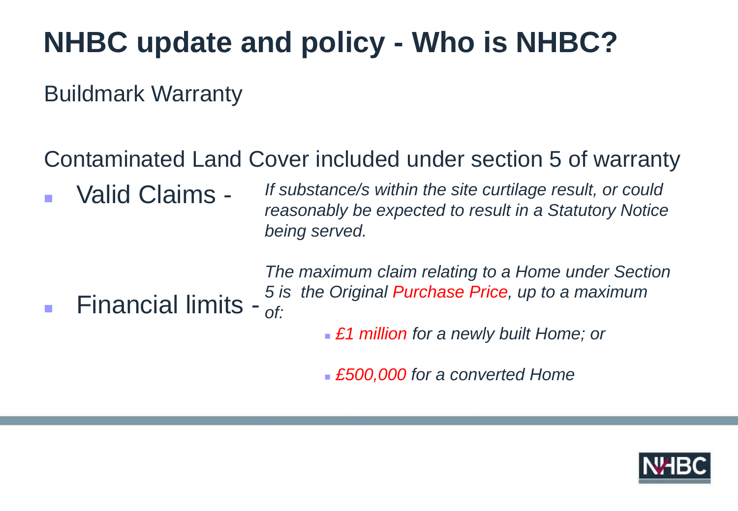# NHBC update and policy - Who is NHBC?

Buildmark Warranty

Contaminated Land Cover included under section 5 of warranty

- Valid Claims - *If substance/s within the site curtilage result, or could reasonably be expected to result in a Statutory Notice being served.*

- Financial limits - *The maximum claim relating to a Home under Section 5 is the Original Purchase Price, up to a maximum of:*
  - *£1 million for a newly built Home; or*
  - *£500,000 for a converted Home*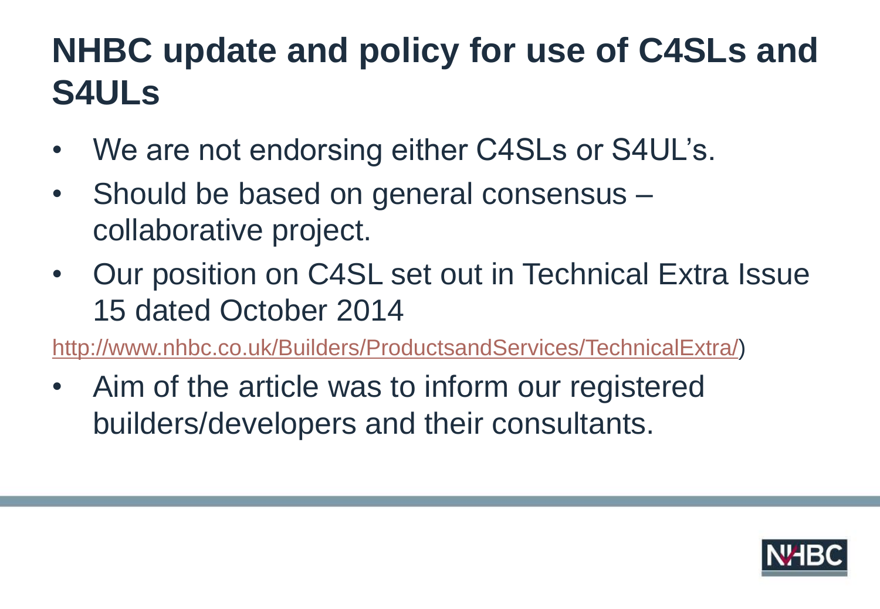# NHBC update and policy for use of C4SLs and S4ULs

- We are not endorsing either C4SLs or S4UL's.
- Should be based on general consensus – collaborative project.
- Our position on C4SL set out in Technical Extra Issue 15 dated October 2014

http://www.nhbc.co.uk/Builders/ProductsandServices/TechnicalExtra/)

- Aim of the article was to inform our registered builders/developers and their consultants.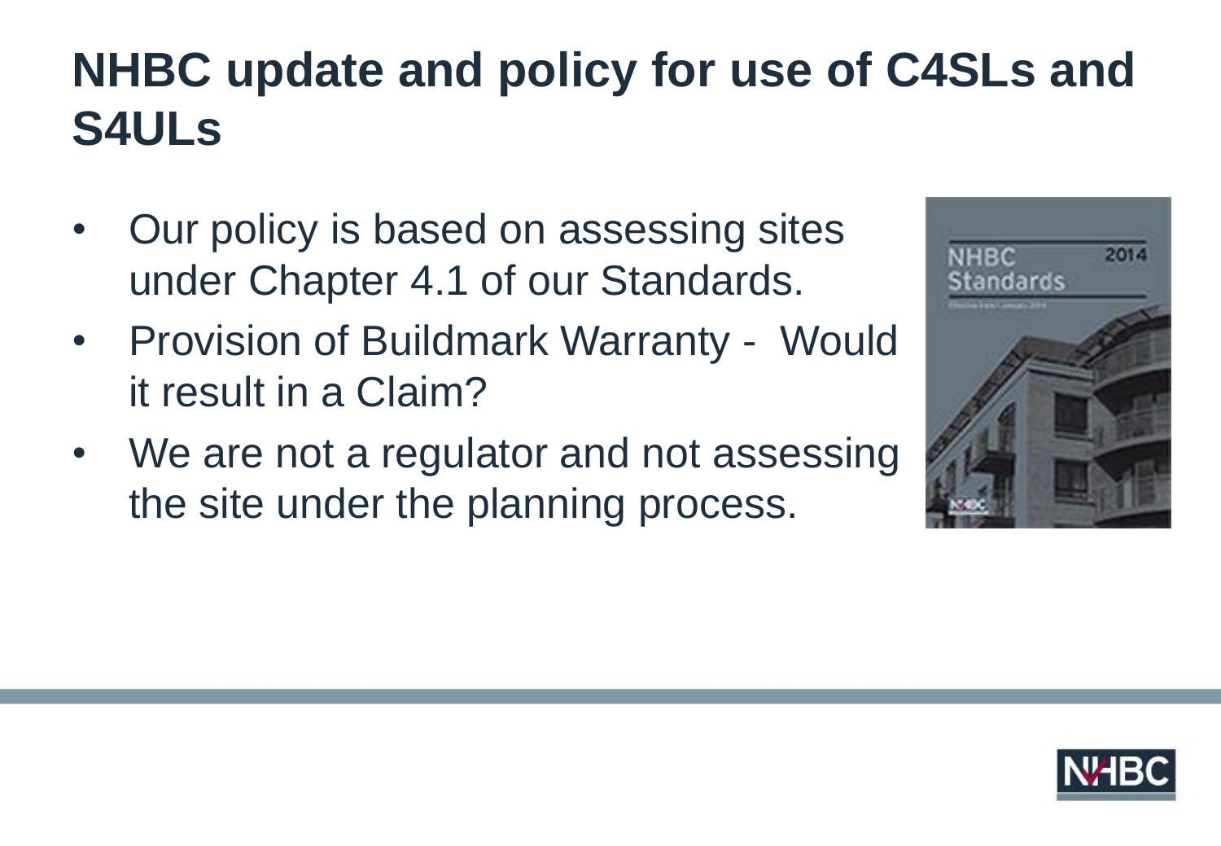# NHBC update and policy for use of C4SLs and S4ULs

- Our policy is based on assessing sites under Chapter 4.1 of our Standards.
- Provision of Buildmark Warranty - Would it result in a Claim?
- We are not a regulator and not assessing the site under the planning process.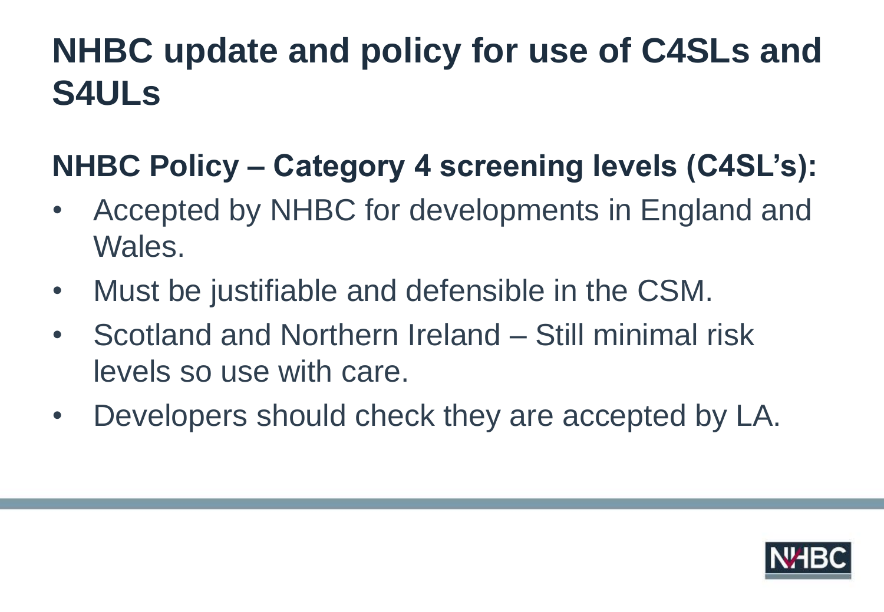# NHBC update and policy for use of C4SLs and S4ULs

## NHBC Policy – Category 4 screening levels (C4SL's):

- Accepted by NHBC for developments in England and Wales.
- Must be justifiable and defensible in the CSM.
- Scotland and Northern Ireland – Still minimal risk levels so use with care.
- Developers should check they are accepted by LA.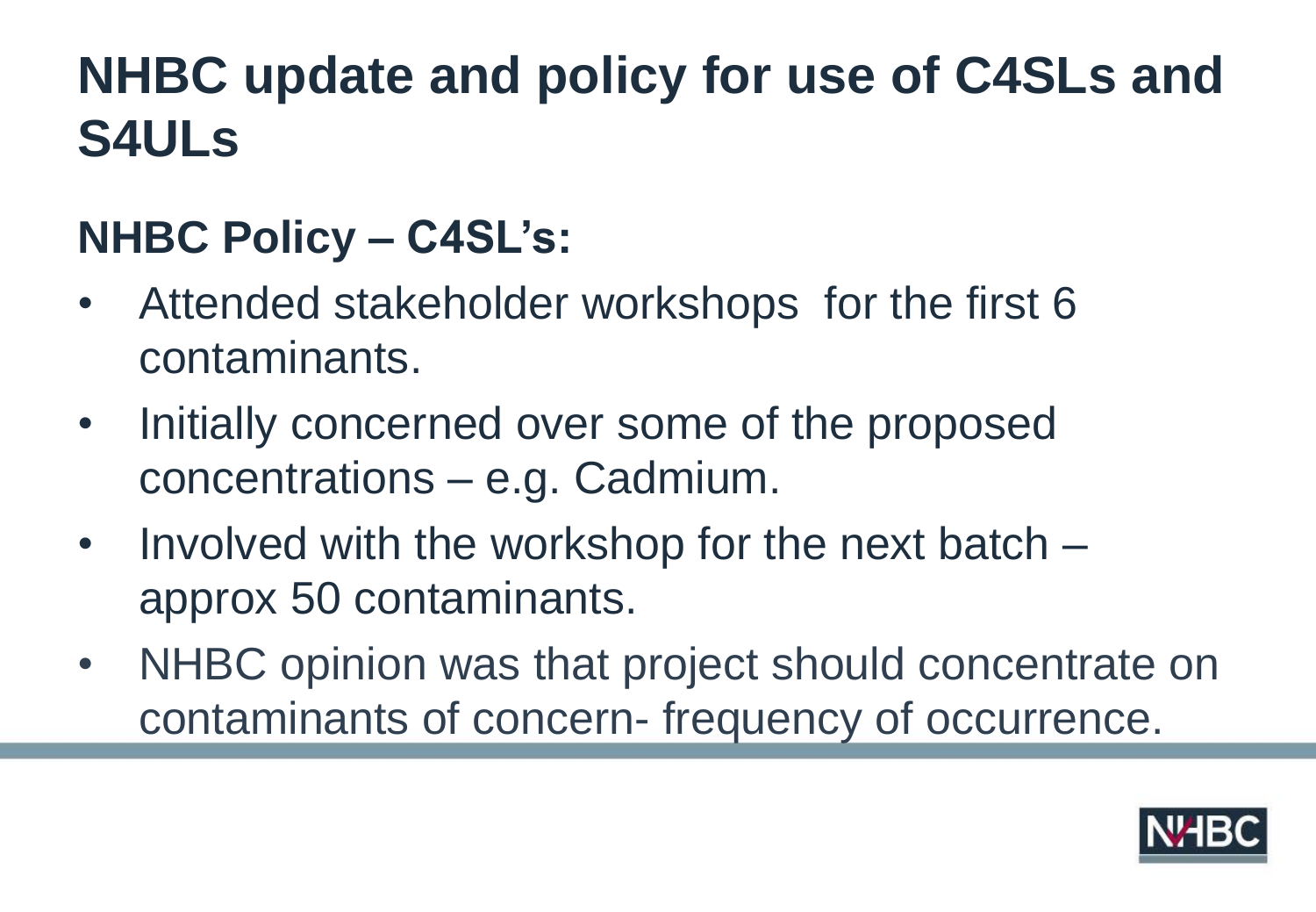# NHBC update and policy for use of C4SLs and S4ULs

## NHBC Policy – C4SL's:

- Attended stakeholder workshops for the first 6 contaminants.
- Initially concerned over some of the proposed concentrations – e.g. Cadmium.
- Involved with the workshop for the next batch – approx 50 contaminants.
- NHBC opinion was that project should concentrate on contaminants of concern- frequency of occurrence.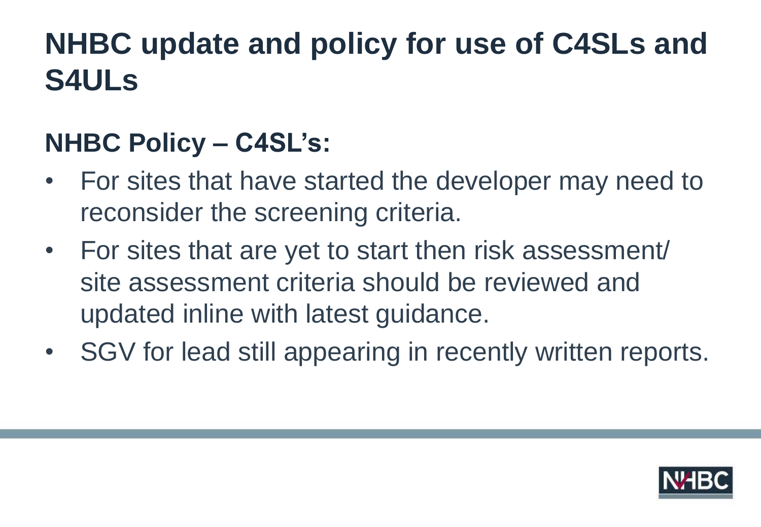# NHBC update and policy for use of C4SLs and S4ULs

## NHBC Policy – C4SL's:

- For sites that have started the developer may need to reconsider the screening criteria.
- For sites that are yet to start then risk assessment/ site assessment criteria should be reviewed and updated inline with latest guidance.
- SGV for lead still appearing in recently written reports.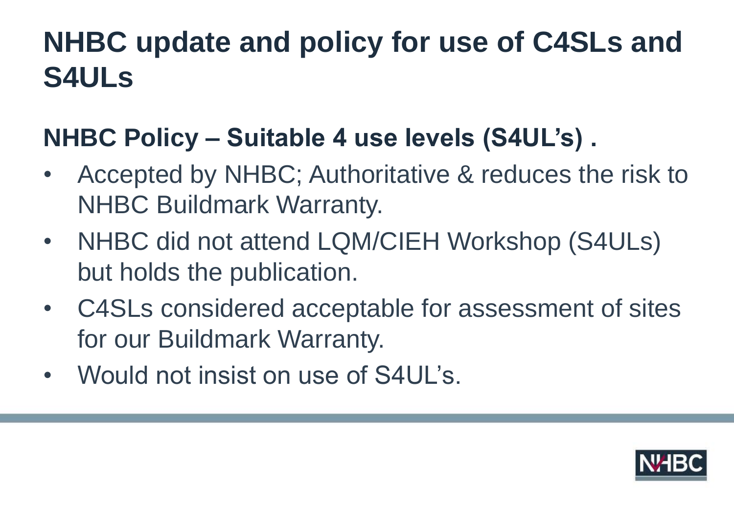# NHBC update and policy for use of C4SLs and S4ULs

## NHBC Policy – Suitable 4 use levels (S4UL's) .

- Accepted by NHBC; Authoritative & reduces the risk to NHBC Buildmark Warranty.
- NHBC did not attend LQM/CIEH Workshop (S4ULs) but holds the publication.
- C4SLs considered acceptable for assessment of sites for our Buildmark Warranty.
- Would not insist on use of S4UL's.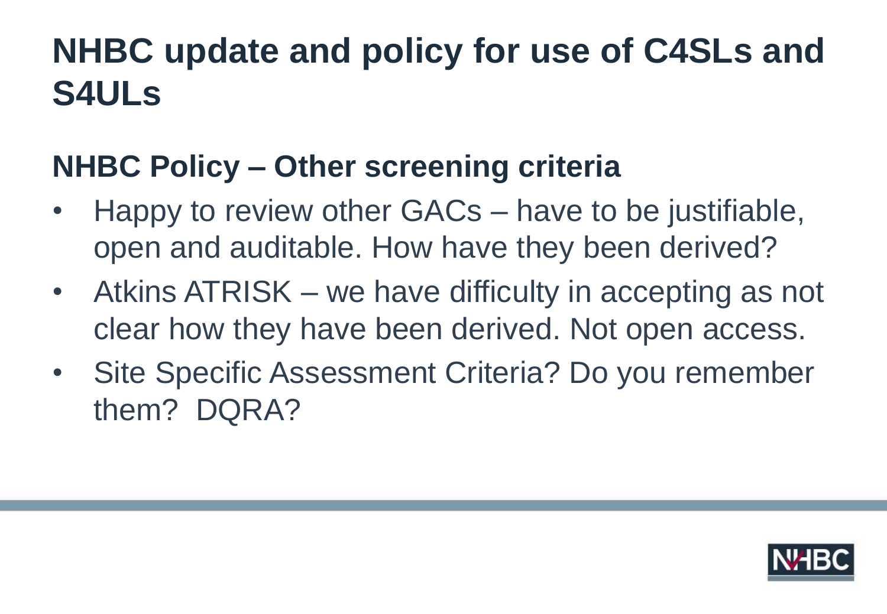# NHBC update and policy for use of C4SLs and S4ULs

## NHBC Policy – Other screening criteria

- Happy to review other GACs – have to be justifiable, open and auditable. How have they been derived?
- Atkins ATRISK – we have difficulty in accepting as not clear how they have been derived. Not open access.
- Site Specific Assessment Criteria? Do you remember them? DQRA?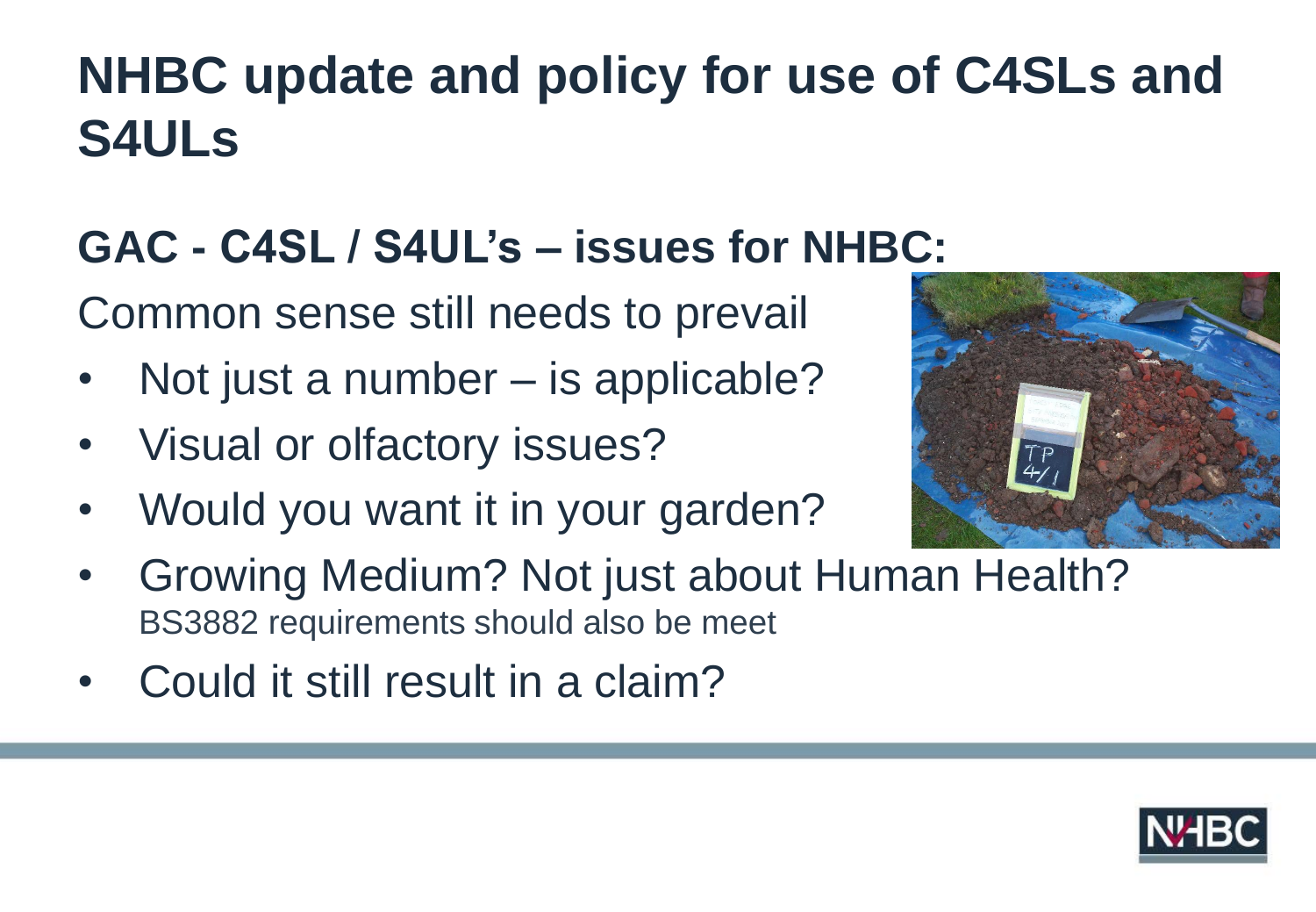# NHBC update and policy for use of C4SLs and S4ULs

## GAC - C4SL / S4UL's – issues for NHBC:

Common sense still needs to prevail

- Not just a number – is applicable?
- Visual or olfactory issues?
- Would you want it in your garden?
- Growing Medium? Not just about Human Health?
  BS3882 requirements should also be meet
- Could it still result in a claim?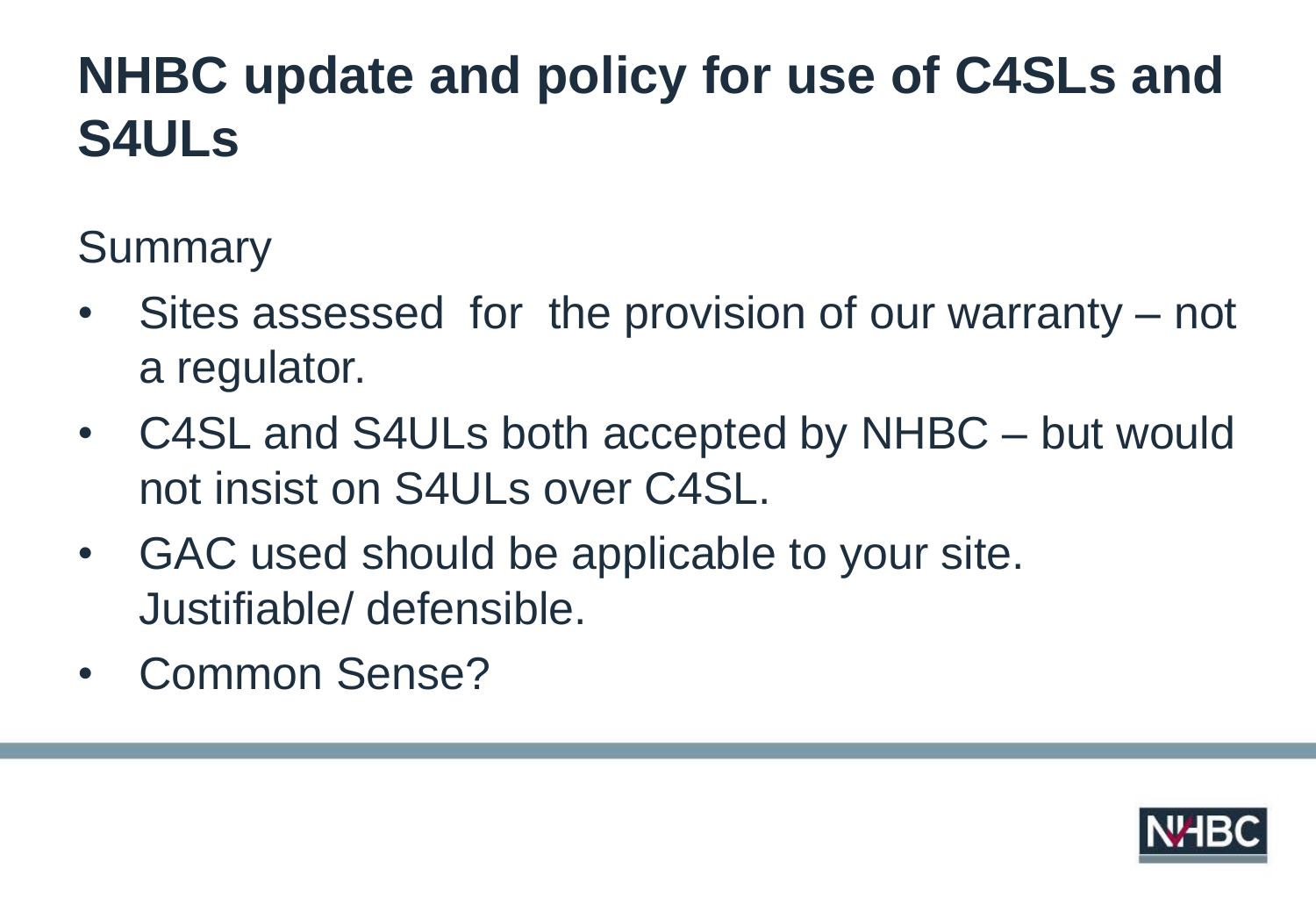# NHBC update and policy for use of C4SLs and S4ULs

Summary

- Sites assessed for the provision of our warranty – not a regulator.
- C4SL and S4ULs both accepted by NHBC – but would not insist on S4ULs over C4SL.
- GAC used should be applicable to your site. Justifiable/ defensible.
- Common Sense?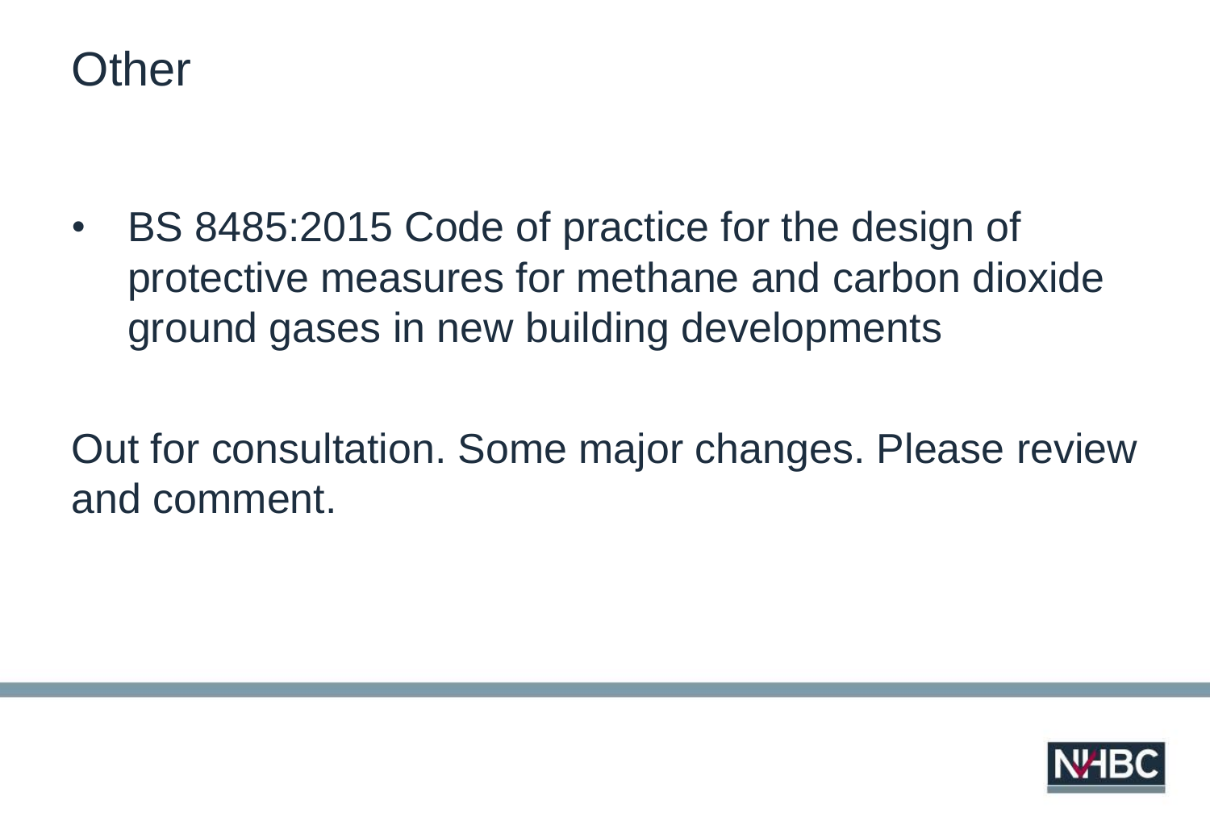# Other

- BS 8485:2015 Code of practice for the design of protective measures for methane and carbon dioxide ground gases in new building developments

Out for consultation. Some major changes. Please review and comment.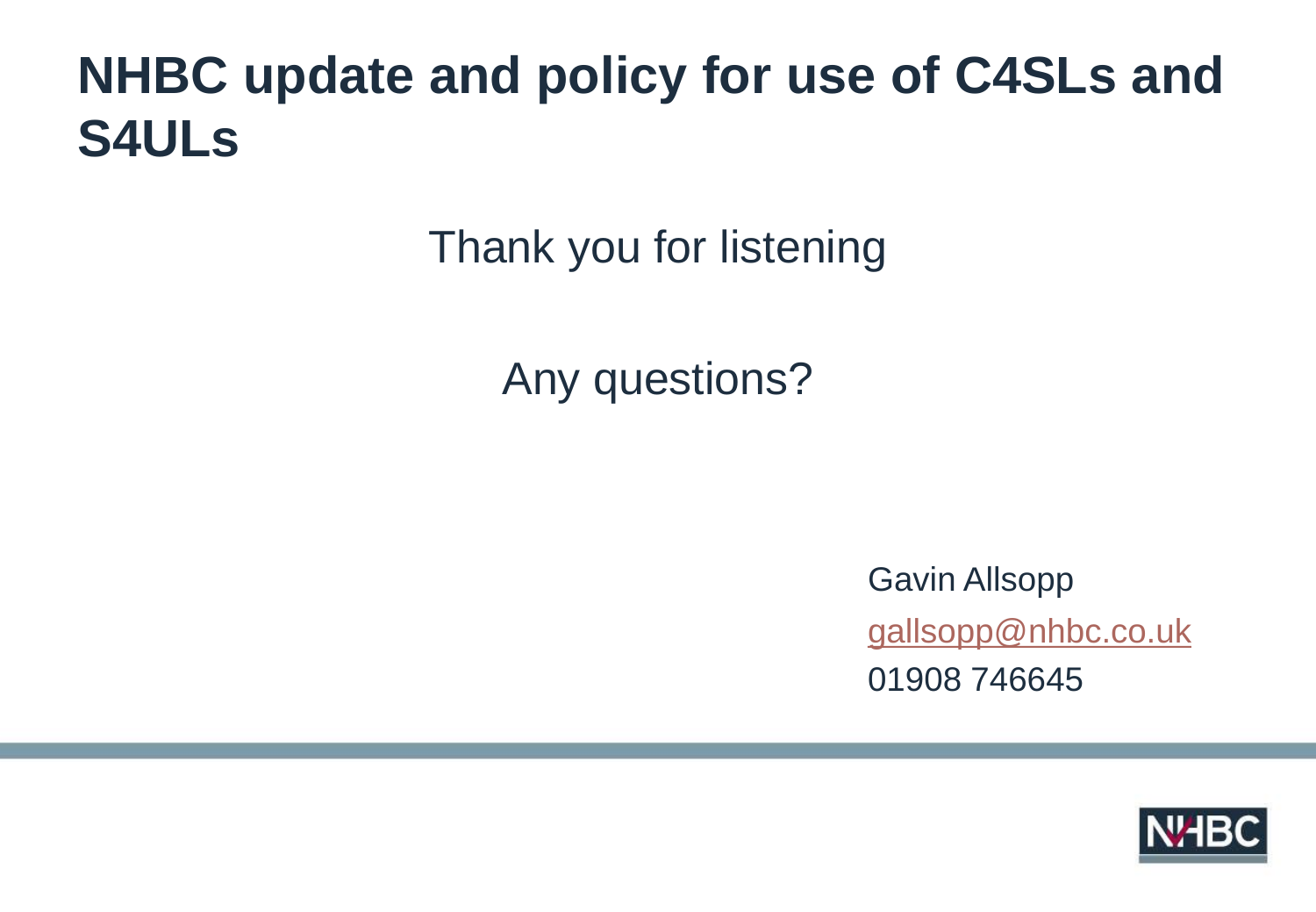# NHBC update and policy for use of C4SLs and S4ULs

Thank you for listening

Any questions?

Gavin Allsopp
gallsopp@nhbc.co.uk
01908 746645